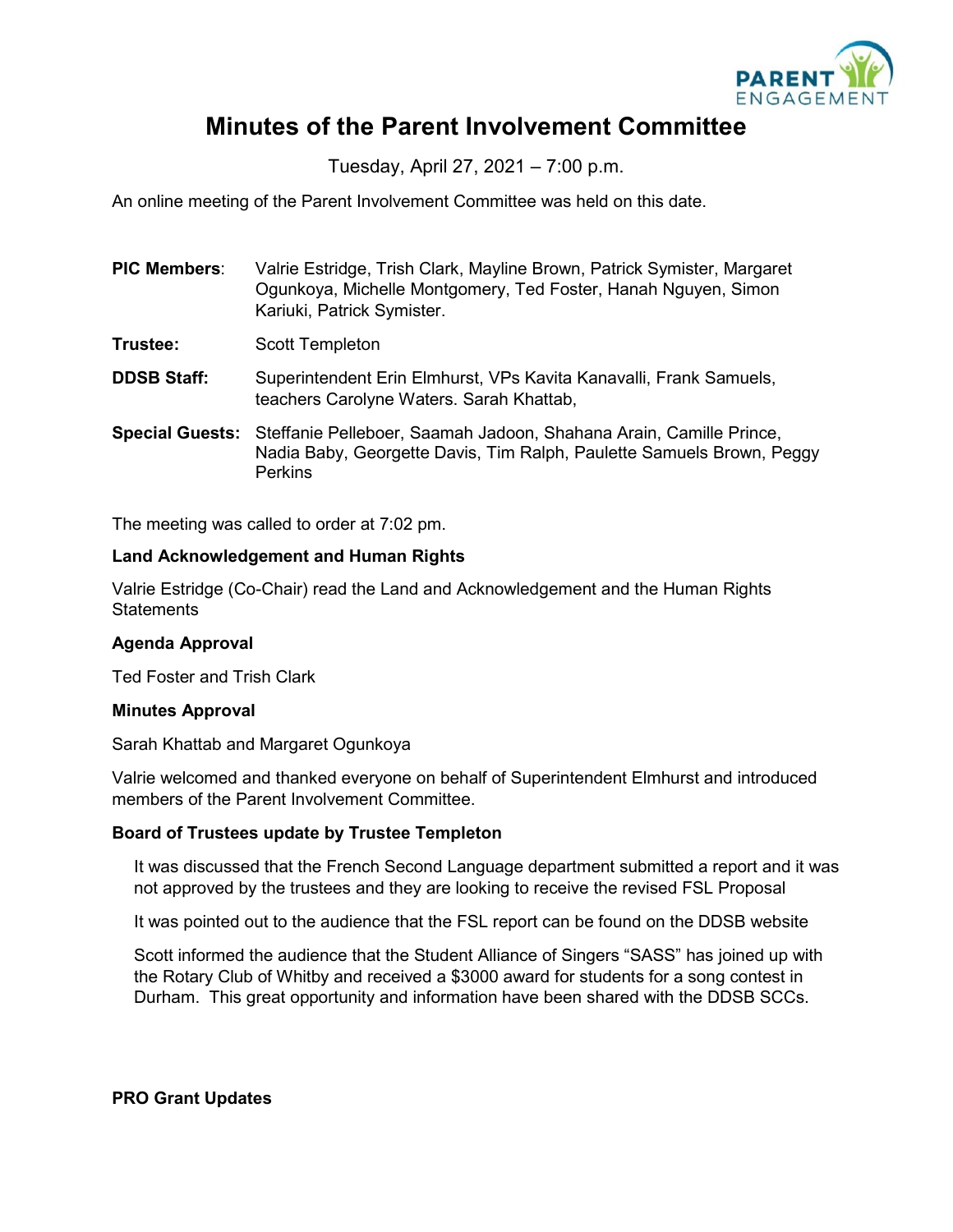# Minutes of the Parent Involvement Committee

Tuesday, April 27, 2021 – 7:00 p.m.

An online meeting of the Parent Involvement Committee was held on this date.

**PIC Members**: Valrie Estridge, Trish Clark, Mayline Brown, Patrick Symister, Margaret Ogunkoya, Michelle Montgomery, Ted Foster, Hanah Nguyen, Simon Kariuki, Patrick Symister.

**Trustee:** Scott Templeton

**DDSB Staff:** Superintendent Erin Elmhurst, VPs Kavita Kanavalli, Frank Samuels, teachers Carolyne Waters. Sarah Khattab,

**Special Guests:** Steffanie Pelleboer, Saamah Jadoon, Shahana Arain, Camille Prince, Nadia Baby, Georgette Davis, Tim Ralph, Paulette Samuels Brown, Peggy Perkins

The meeting was called to order at 7:02 pm.

**Land Acknowledgement and Human Rights**

Valrie Estridge (Co-Chair) read the Land and Acknowledgement and the Human Rights Statements

**Agenda Approval**

Ted Foster and Trish Clark

**Minutes Approval**

Sarah Khattab and Margaret Ogunkoya

Valrie welcomed and thanked everyone on behalf of Superintendent Elmhurst and introduced members of the Parent Involvement Committee.

**Board of Trustees update by Trustee Templeton**

It was discussed that the French Second Language department submitted a report and it was not approved by the trustees and they are looking to receive the revised FSL Proposal

It was pointed out to the audience that the FSL report can be found on the DDSB website

Scott informed the audience that the Student Alliance of Singers "SASS" has joined up with the Rotary Club of Whitby and received a $3000 award for students for a song contest in Durham. This great opportunity and information have been shared with the DDSB SCCs.

**PRO Grant Updates**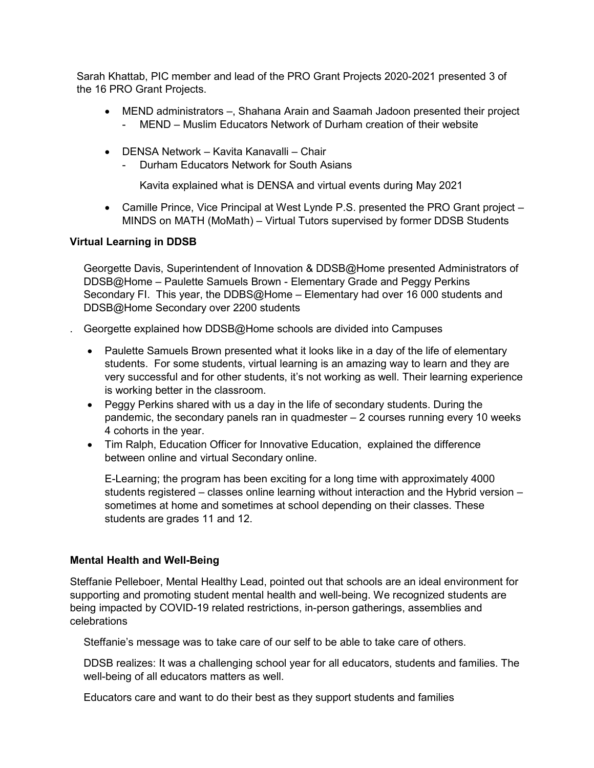Sarah Khattab, PIC member and lead of the PRO Grant Projects 2020-2021 presented 3 of the 16 PRO Grant Projects.

- MEND administrators –, Shahana Arain and Saamah Jadoon presented their project
  - MEND – Muslim Educators Network of Durham creation of their website

- DENSA Network – Kavita Kanavalli – Chair
  - Durham Educators Network for South Asians

  Kavita explained what is DENSA and virtual events during May 2021

- Camille Prince, Vice Principal at West Lynde P.S. presented the PRO Grant project – MINDS on MATH (MoMath) – Virtual Tutors supervised by former DDSB Students

**Virtual Learning in DDSB**

Georgette Davis, Superintendent of Innovation & DDSB@Home presented Administrators of DDSB@Home – Paulette Samuels Brown - Elementary Grade and Peggy Perkins Secondary FI. This year, the DDBS@Home – Elementary had over 16 000 students and DDSB@Home Secondary over 2200 students

. Georgette explained how DDSB@Home schools are divided into Campuses

- Paulette Samuels Brown presented what it looks like in a day of the life of elementary students. For some students, virtual learning is an amazing way to learn and they are very successful and for other students, it's not working as well. Their learning experience is working better in the classroom.
- Peggy Perkins shared with us a day in the life of secondary students. During the pandemic, the secondary panels ran in quadmester – 2 courses running every 10 weeks 4 cohorts in the year.
- Tim Ralph, Education Officer for Innovative Education, explained the difference between online and virtual Secondary online.

  E-Learning; the program has been exciting for a long time with approximately 4000 students registered – classes online learning without interaction and the Hybrid version – sometimes at home and sometimes at school depending on their classes. These students are grades 11 and 12.

**Mental Health and Well-Being**

Steffanie Pelleboer, Mental Healthy Lead, pointed out that schools are an ideal environment for supporting and promoting student mental health and well-being. We recognized students are being impacted by COVID-19 related restrictions, in-person gatherings, assemblies and celebrations

Steffanie's message was to take care of our self to be able to take care of others.

DDSB realizes: It was a challenging school year for all educators, students and families. The well-being of all educators matters as well.

Educators care and want to do their best as they support students and families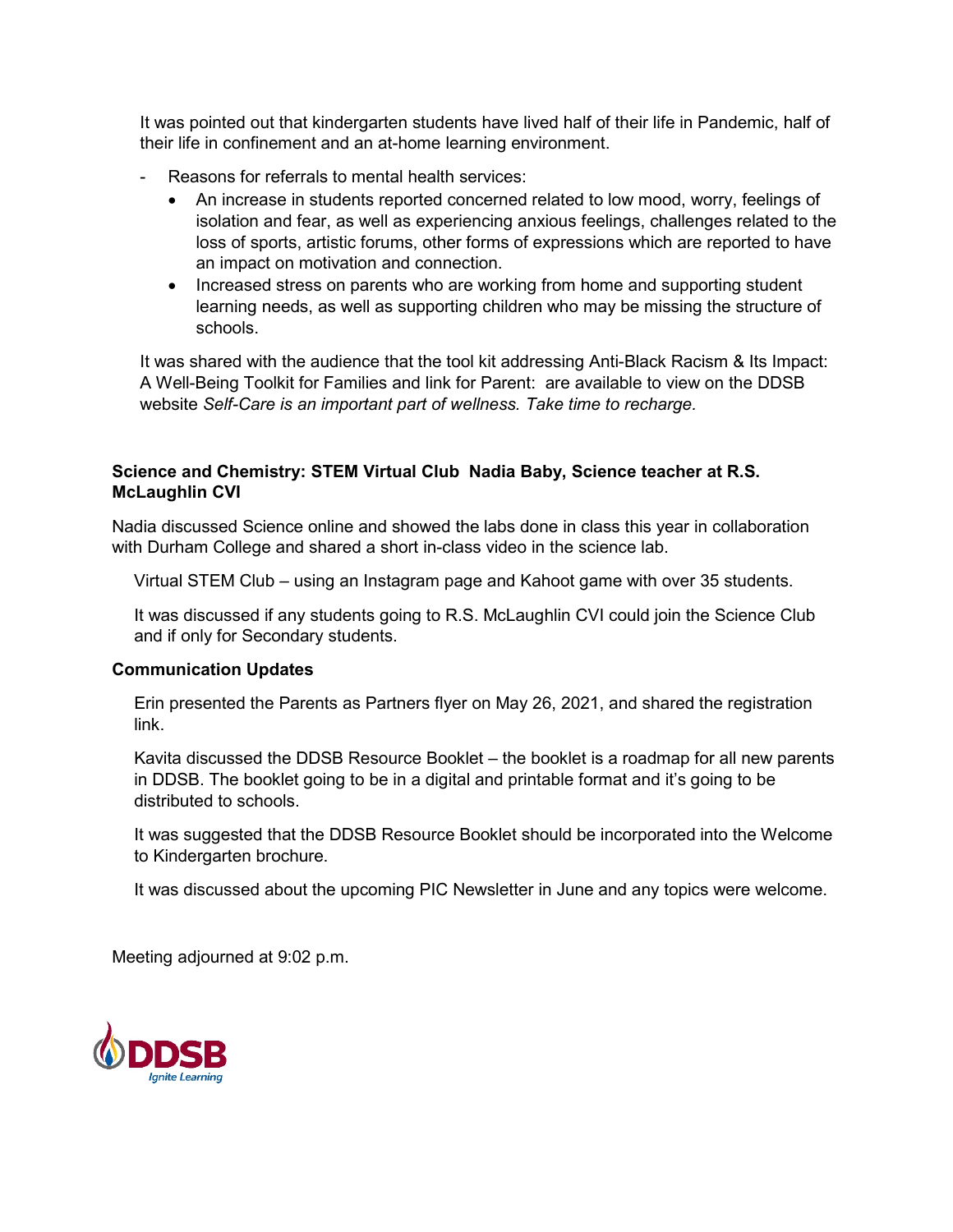It was pointed out that kindergarten students have lived half of their life in Pandemic, half of their life in confinement and an at-home learning environment.

- Reasons for referrals to mental health services:
  - An increase in students reported concerned related to low mood, worry, feelings of isolation and fear, as well as experiencing anxious feelings, challenges related to the loss of sports, artistic forums, other forms of expressions which are reported to have an impact on motivation and connection.
  - Increased stress on parents who are working from home and supporting student learning needs, as well as supporting children who may be missing the structure of schools.

It was shared with the audience that the tool kit addressing Anti-Black Racism & Its Impact: A Well-Being Toolkit for Families and link for Parent: are available to view on the DDSB website *Self-Care is an important part of wellness. Take time to recharge.*

**Science and Chemistry: STEM Virtual Club Nadia Baby, Science teacher at R.S. McLaughlin CVI**

Nadia discussed Science online and showed the labs done in class this year in collaboration with Durham College and shared a short in-class video in the science lab.

Virtual STEM Club – using an Instagram page and Kahoot game with over 35 students.

It was discussed if any students going to R.S. McLaughlin CVI could join the Science Club and if only for Secondary students.

**Communication Updates**

Erin presented the Parents as Partners flyer on May 26, 2021, and shared the registration link.

Kavita discussed the DDSB Resource Booklet – the booklet is a roadmap for all new parents in DDSB. The booklet going to be in a digital and printable format and it's going to be distributed to schools.

It was suggested that the DDSB Resource Booklet should be incorporated into the Welcome to Kindergarten brochure.

It was discussed about the upcoming PIC Newsletter in June and any topics were welcome.

Meeting adjourned at 9:02 p.m.

DDSB
Ignite Learning